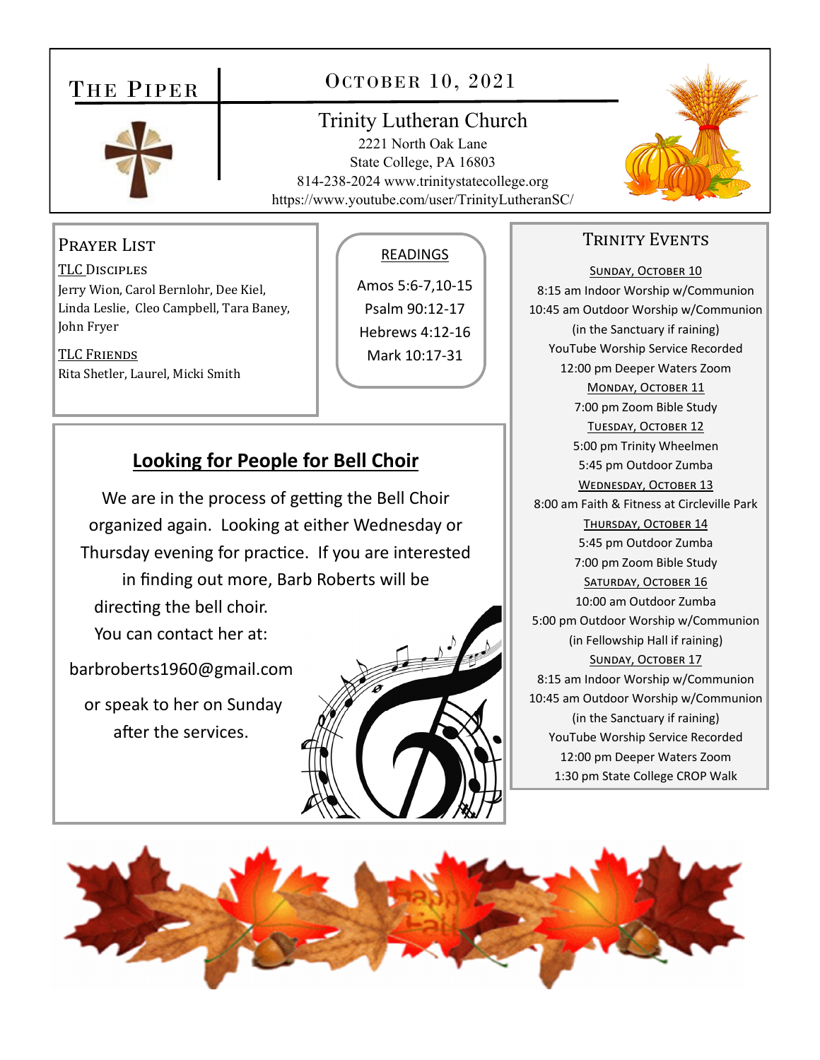# The Piper

## October 10, 2021

### Trinity Lutheran Church

2221 North Oak Lane
State College, PA 16803
814-238-2024 www.trinitystatecollege.org
https://www.youtube.com/user/TrinityLutheranSC/

## Prayer List

TLC Disciples
Jerry Wion, Carol Bernlohr, Dee Kiel, Linda Leslie, Cleo Campbell, Tara Baney, John Fryer

TLC Friends
Rita Shetler, Laurel, Micki Smith

## Readings

Amos 5:6-7,10-15
Psalm 90:12-17
Hebrews 4:12-16
Mark 10:17-31

## Looking for People for Bell Choir

We are in the process of getting the Bell Choir organized again. Looking at either Wednesday or Thursday evening for practice. If you are interested in finding out more, Barb Roberts will be directing the bell choir.
You can contact her at:

barbroberts1960@gmail.com

or speak to her on Sunday after the services.

## Trinity Events

**Sunday, October 10**
8:15 am Indoor Worship w/Communion
10:45 am Outdoor Worship w/Communion
(in the Sanctuary if raining)
YouTube Worship Service Recorded
12:00 pm Deeper Waters Zoom

**Monday, October 11**
7:00 pm Zoom Bible Study

**Tuesday, October 12**
5:00 pm Trinity Wheelmen
5:45 pm Outdoor Zumba

**Wednesday, October 13**
8:00 am Faith & Fitness at Circleville Park

**Thursday, October 14**
5:45 pm Outdoor Zumba
7:00 pm Zoom Bible Study

**Saturday, October 16**
10:00 am Outdoor Zumba
5:00 pm Outdoor Worship w/Communion
(in Fellowship Hall if raining)

**Sunday, October 17**
8:15 am Indoor Worship w/Communion
10:45 am Outdoor Worship w/Communion
(in the Sanctuary if raining)
YouTube Worship Service Recorded
12:00 pm Deeper Waters Zoom
1:30 pm State College CROP Walk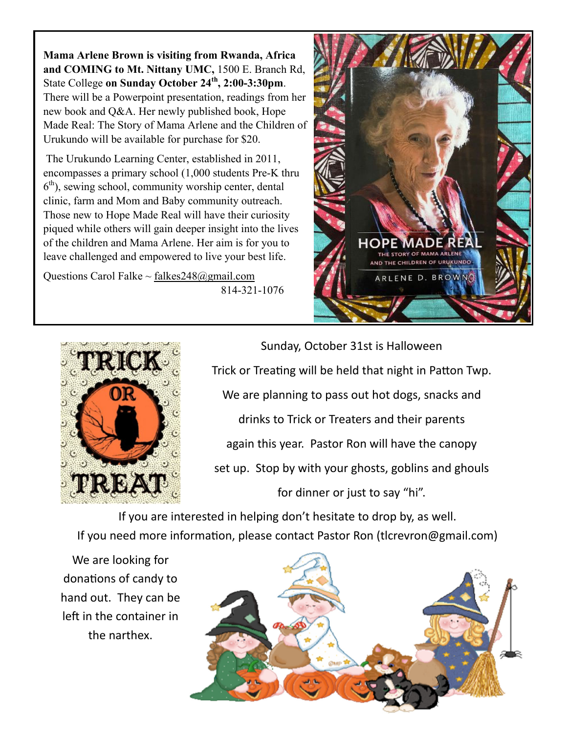**Mama Arlene Brown is visiting from Rwanda, Africa and COMING to Mt. Nittany UMC,** 1500 E. Branch Rd, State College **on Sunday October 24th, 2:00-3:30pm**. There will be a Powerpoint presentation, readings from her new book and Q&A. Her newly published book, Hope Made Real: The Story of Mama Arlene and the Children of Urukundo will be available for purchase for $20.

The Urukundo Learning Center, established in 2011, encompasses a primary school (1,000 students Pre-K thru 6th), sewing school, community worship center, dental clinic, farm and Mom and Baby community outreach. Those new to Hope Made Real will have their curiosity piqued while others will gain deeper insight into the lives of the children and Mama Arlene. Her aim is for you to leave challenged and empowered to live your best life.

Questions Carol Falke ~ falkes248@gmail.com
814-321-1076

Sunday, October 31st is Halloween

Trick or Treating will be held that night in Patton Twp.

We are planning to pass out hot dogs, snacks and drinks to Trick or Treaters and their parents again this year. Pastor Ron will have the canopy set up. Stop by with your ghosts, goblins and ghouls for dinner or just to say "hi".

If you are interested in helping don't hesitate to drop by, as well.

If you need more information, please contact Pastor Ron (tlcrevron@gmail.com)

We are looking for donations of candy to hand out. They can be left in the container in the narthex.